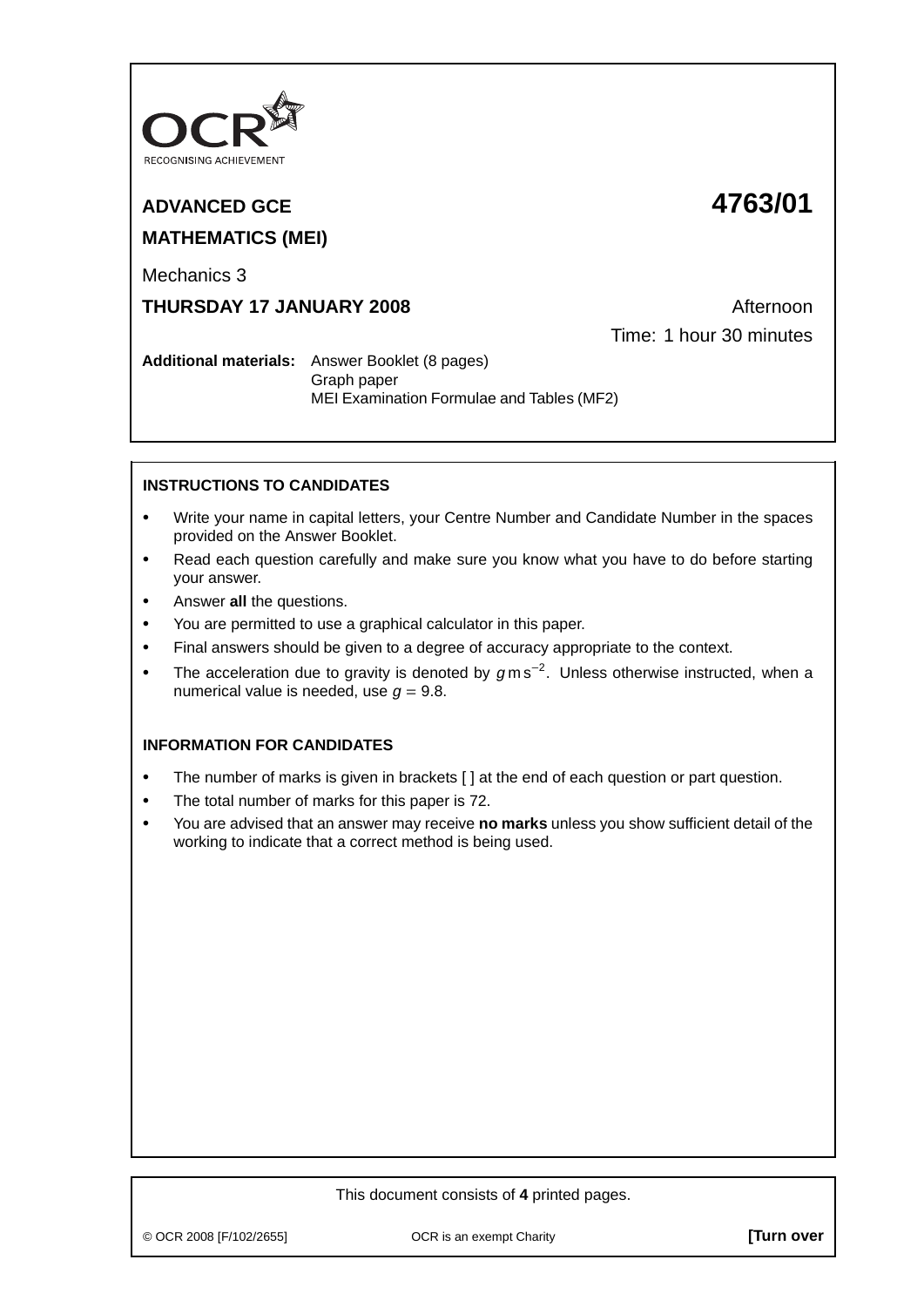OCR
RECOGNISING ACHIEVEMENT

# ADVANCED GCE 4763/01

## MATHEMATICS (MEI)

Mechanics 3

**THURSDAY 17 JANUARY 2008** Afternoon

Time: 1 hour 30 minutes

**Additional materials:** Answer Booklet (8 pages)
Graph paper
MEI Examination Formulae and Tables (MF2)

**INSTRUCTIONS TO CANDIDATES**

- Write your name in capital letters, your Centre Number and Candidate Number in the spaces provided on the Answer Booklet.
- Read each question carefully and make sure you know what you have to do before starting your answer.
- Answer **all** the questions.
- You are permitted to use a graphical calculator in this paper.
- Final answers should be given to a degree of accuracy appropriate to the context.
- The acceleration due to gravity is denoted by $g\,\text{m}\,\text{s}^{-2}$. Unless otherwise instructed, when a numerical value is needed, use $g = 9.8$.

**INFORMATION FOR CANDIDATES**

- The number of marks is given in brackets [ ] at the end of each question or part question.
- The total number of marks for this paper is 72.
- You are advised that an answer may receive **no marks** unless you show sufficient detail of the working to indicate that a correct method is being used.

This document consists of **4** printed pages.

© OCR 2008 [F/102/2655] OCR is an exempt Charity **[Turn over**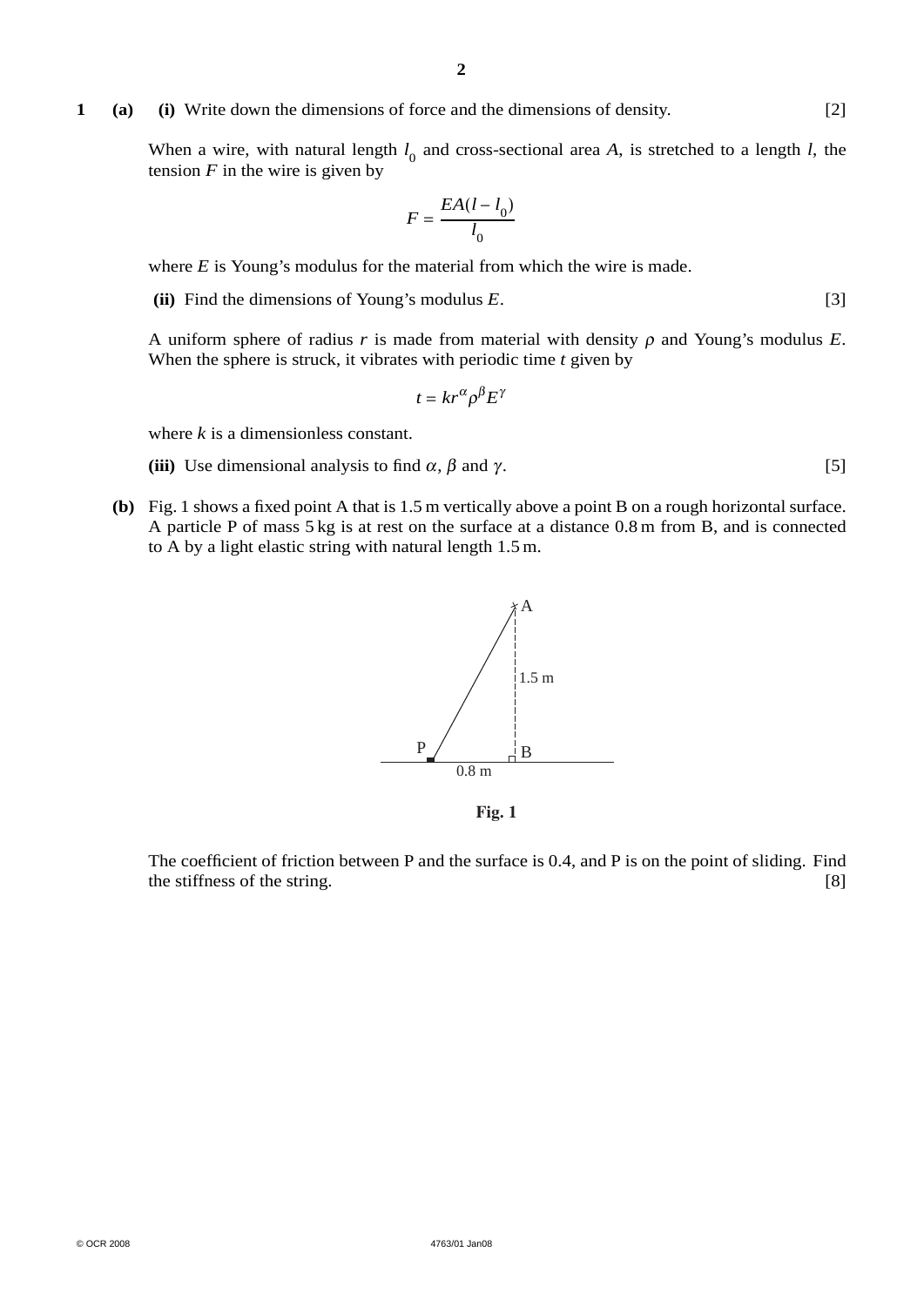**1** **(a)** **(i)** Write down the dimensions of force and the dimensions of density. [2]

When a wire, with natural length $l_0$ and cross-sectional area $A$, is stretched to a length $l$, the tension $F$ in the wire is given by

$$F = \frac{EA(l - l_0)}{l_0}$$

where $E$ is Young's modulus for the material from which the wire is made.

**(ii)** Find the dimensions of Young's modulus $E$. [3]

A uniform sphere of radius $r$ is made from material with density $\rho$ and Young's modulus $E$. When the sphere is struck, it vibrates with periodic time $t$ given by

$$t = kr^{\alpha}\rho^{\beta}E^{\gamma}$$

where $k$ is a dimensionless constant.

**(iii)** Use dimensional analysis to find $\alpha$, $\beta$ and $\gamma$. [5]

**(b)** Fig. 1 shows a fixed point A that is 1.5 m vertically above a point B on a rough horizontal surface. A particle P of mass 5 kg is at rest on the surface at a distance 0.8 m from B, and is connected to A by a light elastic string with natural length 1.5 m.

**Fig. 1**

The coefficient of friction between P and the surface is 0.4, and P is on the point of sliding. Find the stiffness of the string. [8]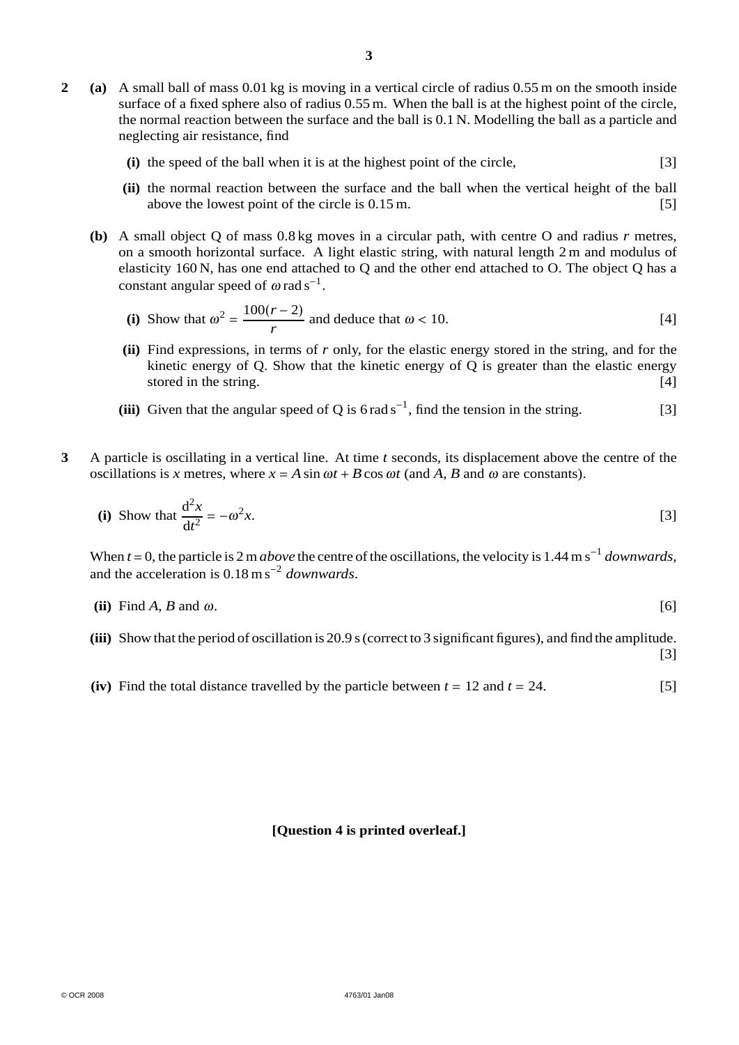**2** **(a)** A small ball of mass 0.01 kg is moving in a vertical circle of radius 0.55 m on the smooth inside surface of a fixed sphere also of radius 0.55 m. When the ball is at the highest point of the circle, the normal reaction between the surface and the ball is 0.1 N. Modelling the ball as a particle and neglecting air resistance, find

**(i)** the speed of the ball when it is at the highest point of the circle, [3]

**(ii)** the normal reaction between the surface and the ball when the vertical height of the ball above the lowest point of the circle is 0.15 m. [5]

**(b)** A small object Q of mass 0.8 kg moves in a circular path, with centre O and radius $r$ metres, on a smooth horizontal surface. A light elastic string, with natural length 2 m and modulus of elasticity 160 N, has one end attached to Q and the other end attached to O. The object Q has a constant angular speed of $\omega\,\text{rad}\,\text{s}^{-1}$.

**(i)** Show that $\omega^2 = \dfrac{100(r-2)}{r}$ and deduce that $\omega < 10$. [4]

**(ii)** Find expressions, in terms of $r$ only, for the elastic energy stored in the string, and for the kinetic energy of Q. Show that the kinetic energy of Q is greater than the elastic energy stored in the string. [4]

**(iii)** Given that the angular speed of Q is $6\,\text{rad}\,\text{s}^{-1}$, find the tension in the string. [3]

**3** A particle is oscillating in a vertical line. At time $t$ seconds, its displacement above the centre of the oscillations is $x$ metres, where $x = A\sin\omega t + B\cos\omega t$ (and $A$, $B$ and $\omega$ are constants).

**(i)** Show that $\dfrac{\text{d}^2x}{\text{d}t^2} = -\omega^2 x$. [3]

When $t = 0$, the particle is 2 m *above* the centre of the oscillations, the velocity is $1.44\,\text{m}\,\text{s}^{-1}$ *downwards*, and the acceleration is $0.18\,\text{m}\,\text{s}^{-2}$ *downwards*.

**(ii)** Find $A$, $B$ and $\omega$. [6]

**(iii)** Show that the period of oscillation is 20.9 s (correct to 3 significant figures), and find the amplitude. [3]

**(iv)** Find the total distance travelled by the particle between $t = 12$ and $t = 24$. [5]

**[Question 4 is printed overleaf.]**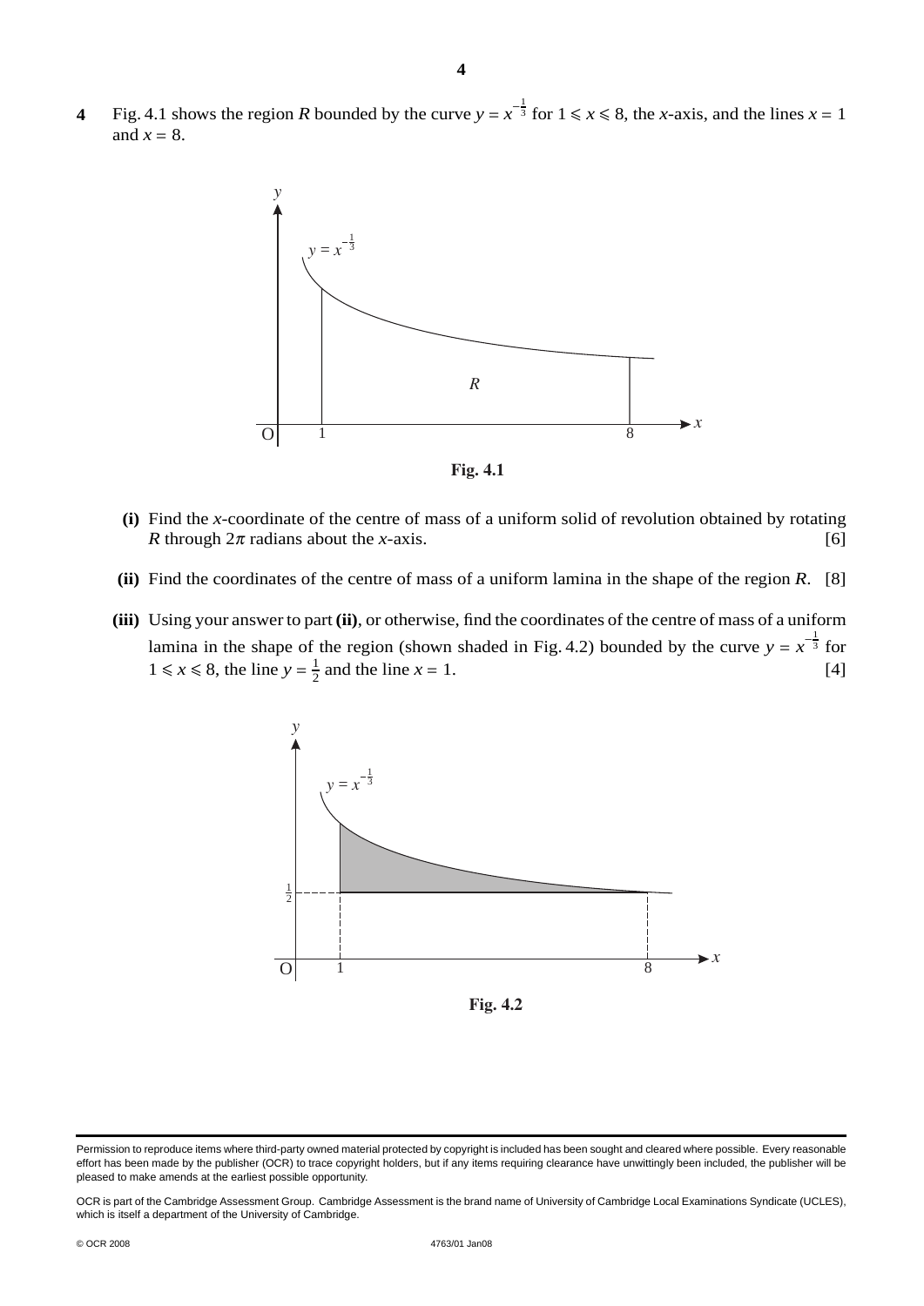**4** Fig. 4.1 shows the region $R$ bounded by the curve $y = x^{-\frac{1}{3}}$ for $1 \leqslant x \leqslant 8$, the $x$-axis, and the lines $x = 1$ and $x = 8$.

y

$y = x^{-\frac{1}{3}}$

R

O 1 8 x

**Fig. 4.1**

**(i)** Find the $x$-coordinate of the centre of mass of a uniform solid of revolution obtained by rotating $R$ through $2\pi$ radians about the $x$-axis. [6]

**(ii)** Find the coordinates of the centre of mass of a uniform lamina in the shape of the region $R$. [8]

**(iii)** Using your answer to part **(ii)**, or otherwise, find the coordinates of the centre of mass of a uniform lamina in the shape of the region (shown shaded in Fig. 4.2) bounded by the curve $y = x^{-\frac{1}{3}}$ for $1 \leqslant x \leqslant 8$, the line $y = \frac{1}{2}$ and the line $x = 1$. [4]

y

$y = x^{-\frac{1}{3}}$

$\frac{1}{2}$

O 1 8 x

**Fig. 4.2**

Permission to reproduce items where third-party owned material protected by copyright is included has been sought and cleared where possible. Every reasonable effort has been made by the publisher (OCR) to trace copyright holders, but if any items requiring clearance have unwittingly been included, the publisher will be pleased to make amends at the earliest possible opportunity.

OCR is part of the Cambridge Assessment Group. Cambridge Assessment is the brand name of University of Cambridge Local Examinations Syndicate (UCLES), which is itself a department of the University of Cambridge.